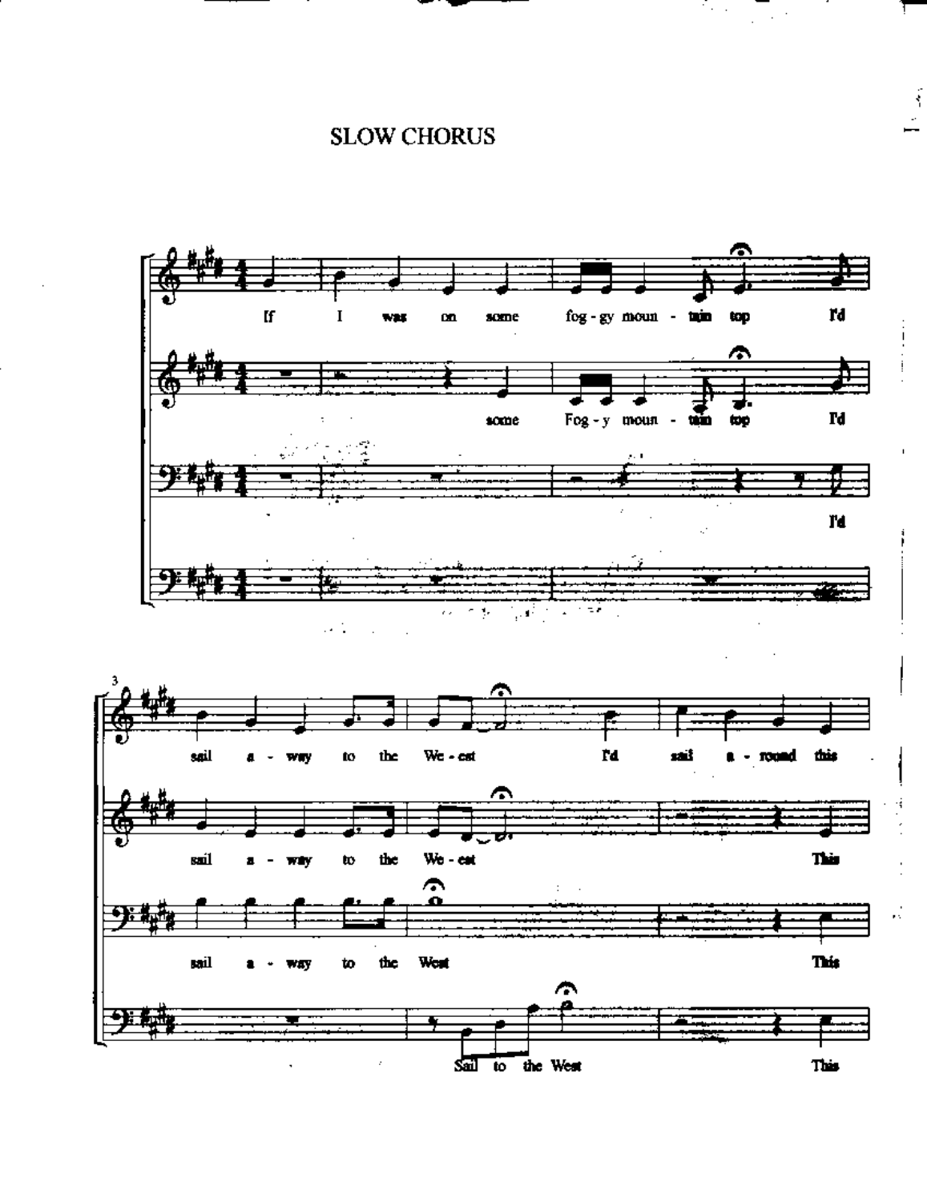# SLOW CHORUS

If I was on some fog-gy moun-tain top I'd

some Fog-y moun-tain top I'd

I'd

sail a-way to the We-est I'd sail a-round this

sail a-way to the We-est This

sail a-way to the West This

Sail to the West This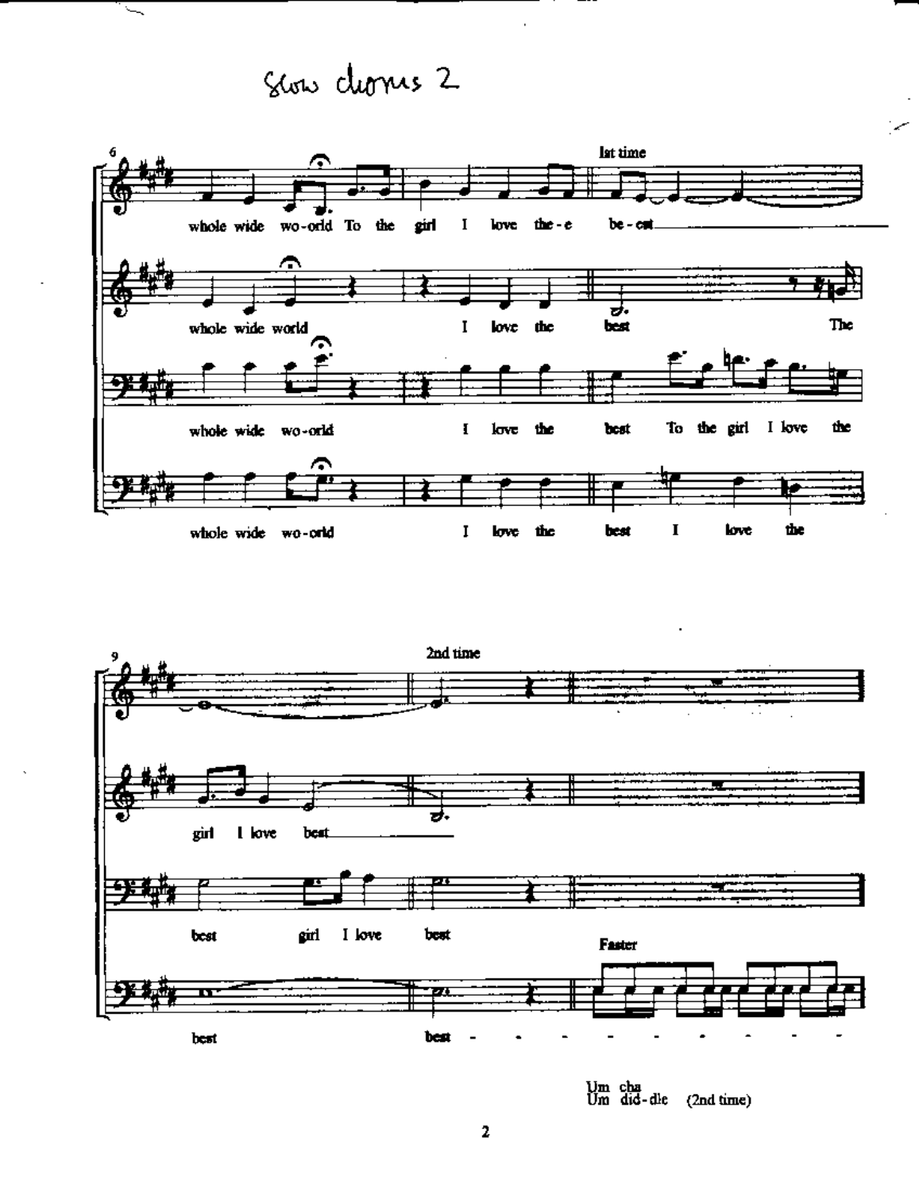# Slow chorus 2

1st time

whole wide wo-orld To the girl I love the-e be-est

whole wide world I love the best The

whole wide wo-orld I love the best To the girl I love the

whole wide wo-orld I love the best I love the

2nd time

girl I love best

best girl I love best

Faster

best best

Um cha
Um did-dle (2nd time)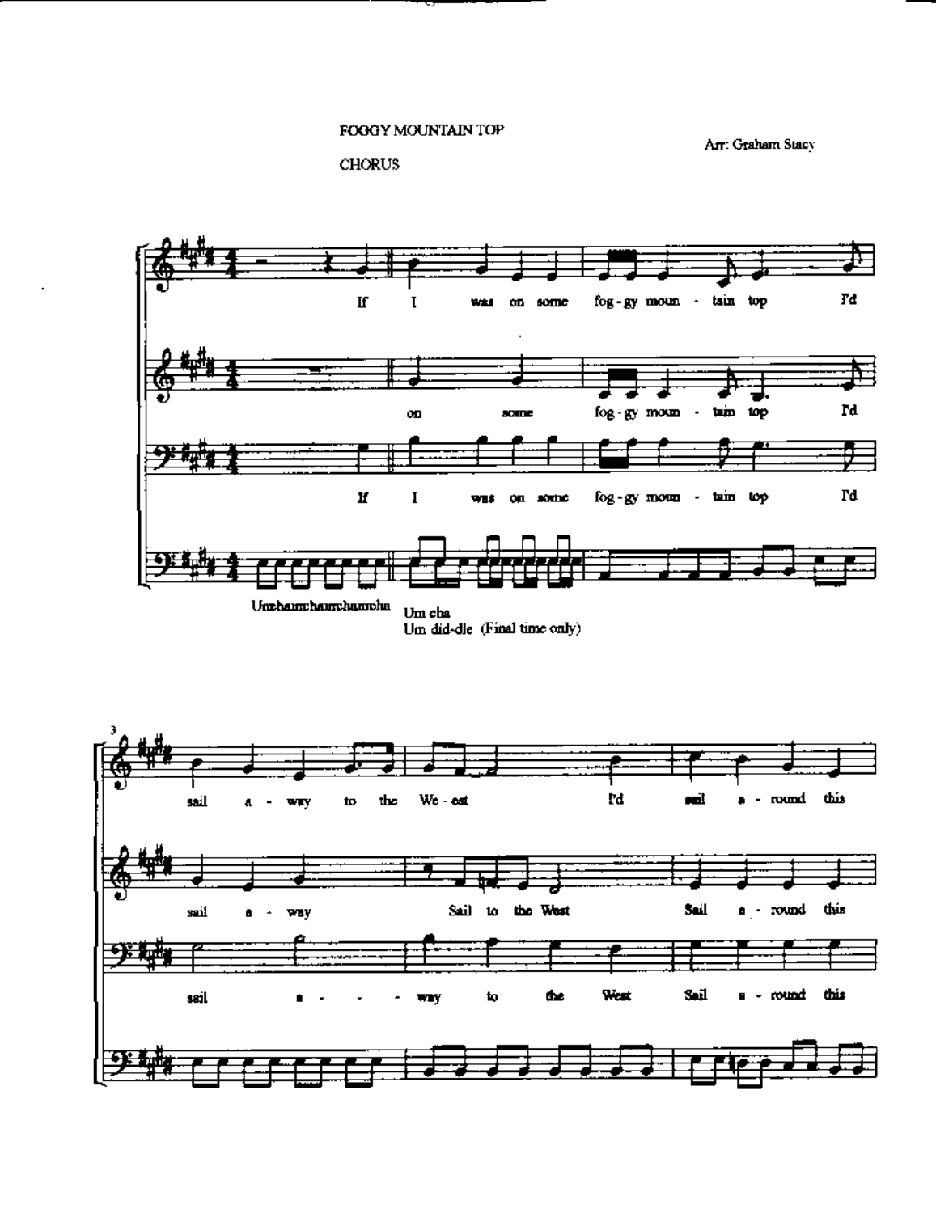FOGGY MOUNTAIN TOP

CHORUS

Arr: Graham Stacy

If I was on some fog - gy moun - tain top I'd

on some fog - gy moun - tain top I'd

If I was on some fog - gy moun - tain top I'd

Umchaumchaumchaumcha

Um cha
Um did-dle (Final time only)

sail a - way to the We - est I'd sail a - round this

sail a - way Sail to the West Sail a - round this

sail a - - - - way to the West Sail a - round this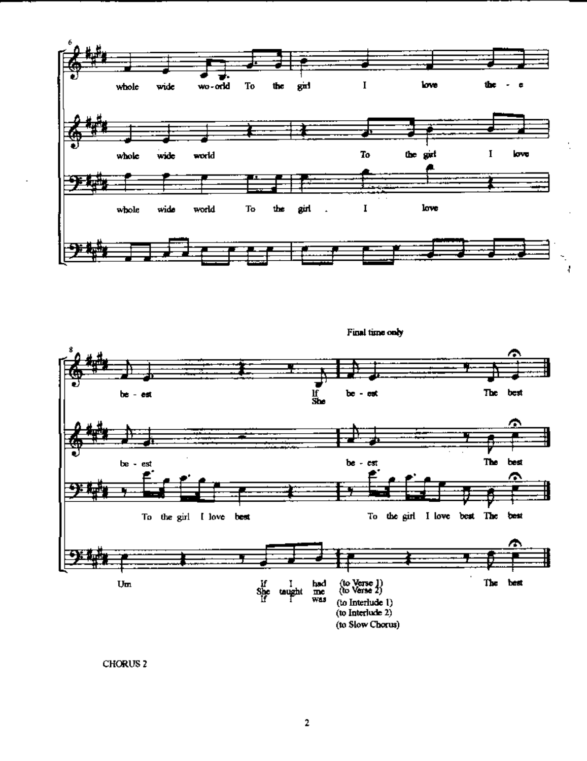Final time only

(to Verse 1)
(to Verse 2)
(to Interlude 1)
(to Interlude 2)
(to Slow Chorus)

CHORUS 2